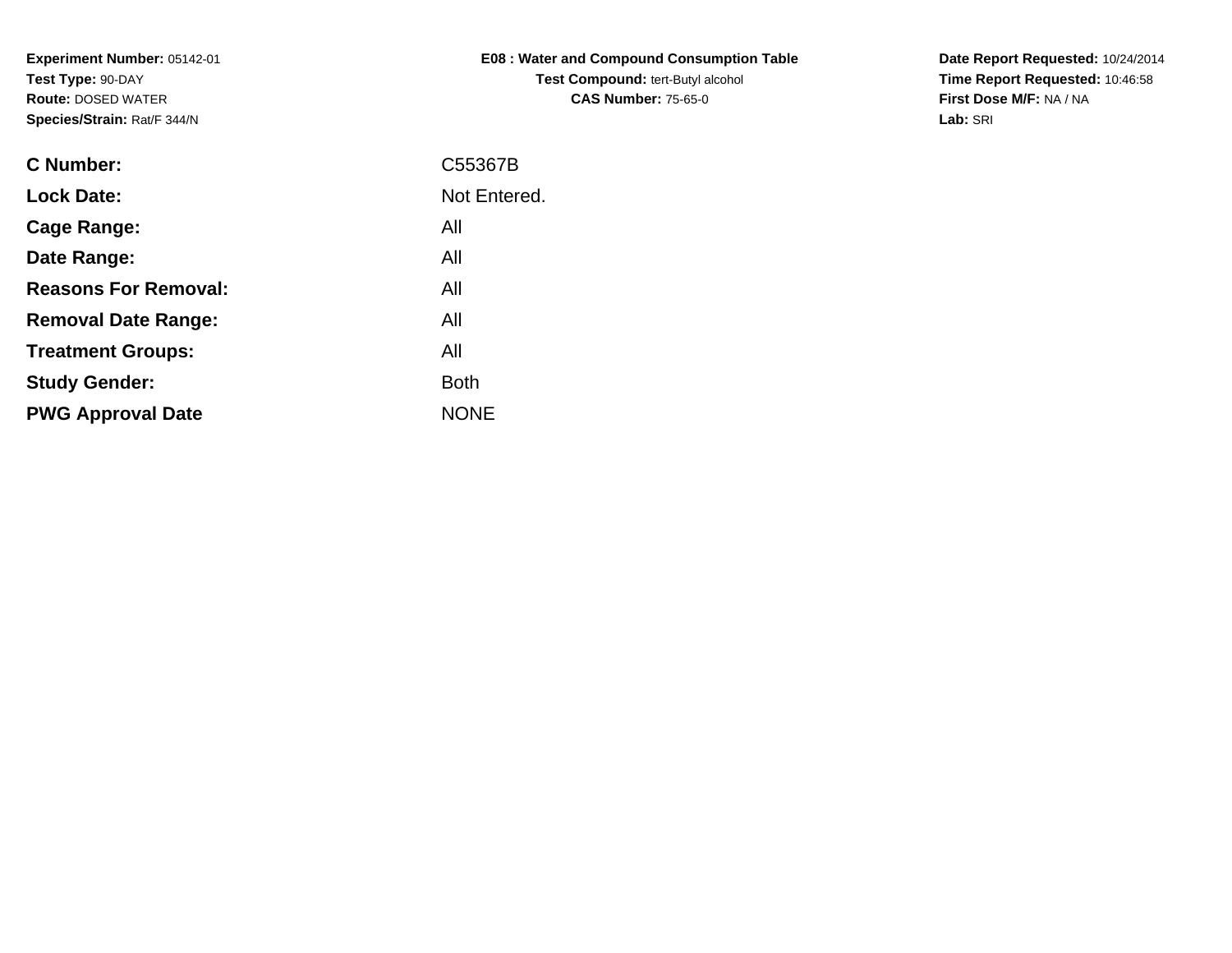**Experiment Number:** 05142-01
**Test Type:** 90-DAY
**Route:** DOSED WATER
**Species/Strain:** Rat/F 344/N

**E08 : Water and Compound Consumption Table**
**Test Compound:** tert-Butyl alcohol
**CAS Number:** 75-65-0

**Date Report Requested:** 10/24/2014
**Time Report Requested:** 10:46:58
**First Dose M/F:** NA / NA
**Lab:** SRI

| | |
|---|---|
| **C Number:** | C55367B |
| **Lock Date:** | Not Entered. |
| **Cage Range:** | All |
| **Date Range:** | All |
| **Reasons For Removal:** | All |
| **Removal Date Range:** | All |
| **Treatment Groups:** | All |
| **Study Gender:** | Both |
| **PWG Approval Date** | NONE |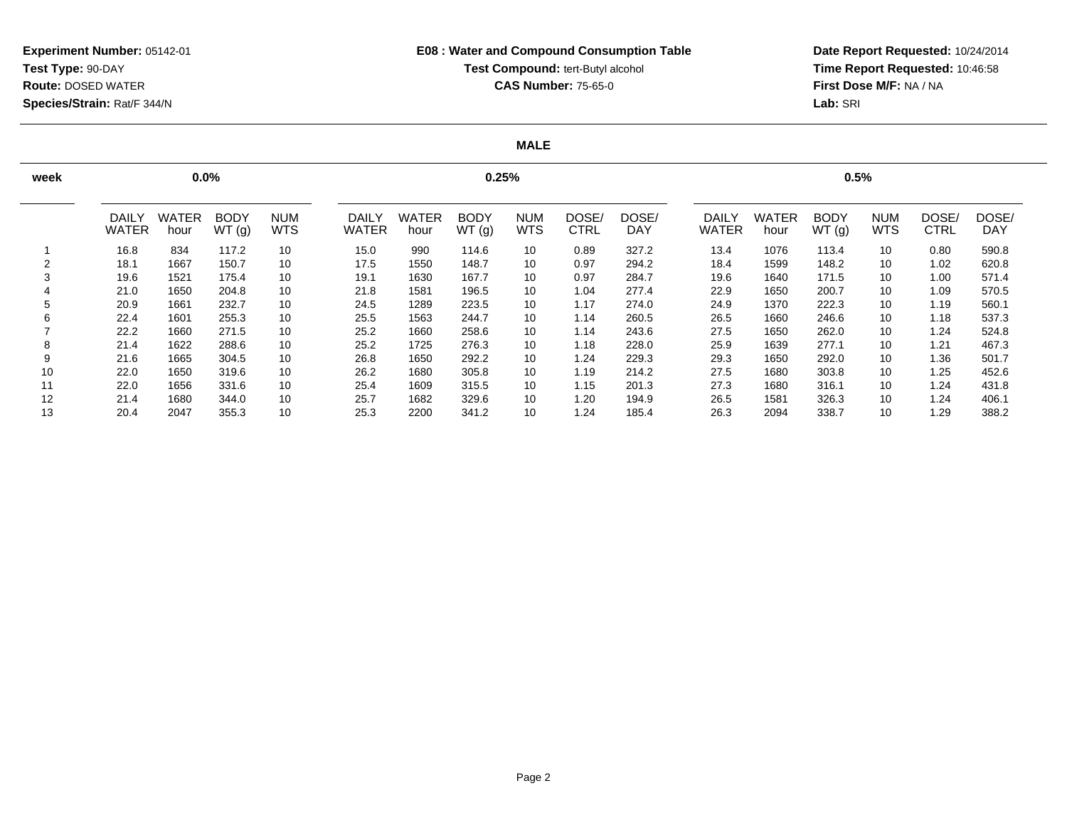**Experiment Number:** 05142-01
**Test Type:** 90-DAY
**Route:** DOSED WATER
**Species/Strain:** Rat/F 344/N

**E08 : Water and Compound Consumption Table**
**Test Compound:** tert-Butyl alcohol
**CAS Number:** 75-65-0

**Date Report Requested:** 10/24/2014
**Time Report Requested:** 10:46:58
**First Dose M/F:** NA / NA
**Lab:** SRI

**MALE**

| week | 0.0% | | | | 0.25% | | | | | | 0.5% | | | | | |
|---|---|---|---|---|---|---|---|---|---|---|---|---|---|---|---|---|
| | DAILY WATER | WATER hour | BODY WT (g) | NUM WTS | DAILY WATER | WATER hour | BODY WT (g) | NUM WTS | DOSE/ CTRL | DOSE/ DAY | DAILY WATER | WATER hour | BODY WT (g) | NUM WTS | DOSE/ CTRL | DOSE/ DAY |
| 1 | 16.8 | 834 | 117.2 | 10 | 15.0 | 990 | 114.6 | 10 | 0.89 | 327.2 | 13.4 | 1076 | 113.4 | 10 | 0.80 | 590.8 |
| 2 | 18.1 | 1667 | 150.7 | 10 | 17.5 | 1550 | 148.7 | 10 | 0.97 | 294.2 | 18.4 | 1599 | 148.2 | 10 | 1.02 | 620.8 |
| 3 | 19.6 | 1521 | 175.4 | 10 | 19.1 | 1630 | 167.7 | 10 | 0.97 | 284.7 | 19.6 | 1640 | 171.5 | 10 | 1.00 | 571.4 |
| 4 | 21.0 | 1650 | 204.8 | 10 | 21.8 | 1581 | 196.5 | 10 | 1.04 | 277.4 | 22.9 | 1650 | 200.7 | 10 | 1.09 | 570.5 |
| 5 | 20.9 | 1661 | 232.7 | 10 | 24.5 | 1289 | 223.5 | 10 | 1.17 | 274.0 | 24.9 | 1370 | 222.3 | 10 | 1.19 | 560.1 |
| 6 | 22.4 | 1601 | 255.3 | 10 | 25.5 | 1563 | 244.7 | 10 | 1.14 | 260.5 | 26.5 | 1660 | 246.6 | 10 | 1.18 | 537.3 |
| 7 | 22.2 | 1660 | 271.5 | 10 | 25.2 | 1660 | 258.6 | 10 | 1.14 | 243.6 | 27.5 | 1650 | 262.0 | 10 | 1.24 | 524.8 |
| 8 | 21.4 | 1622 | 288.6 | 10 | 25.2 | 1725 | 276.3 | 10 | 1.18 | 228.0 | 25.9 | 1639 | 277.1 | 10 | 1.21 | 467.3 |
| 9 | 21.6 | 1665 | 304.5 | 10 | 26.8 | 1650 | 292.2 | 10 | 1.24 | 229.3 | 29.3 | 1650 | 292.0 | 10 | 1.36 | 501.7 |
| 10 | 22.0 | 1650 | 319.6 | 10 | 26.2 | 1680 | 305.8 | 10 | 1.19 | 214.2 | 27.5 | 1680 | 303.8 | 10 | 1.25 | 452.6 |
| 11 | 22.0 | 1656 | 331.6 | 10 | 25.4 | 1609 | 315.5 | 10 | 1.15 | 201.3 | 27.3 | 1680 | 316.1 | 10 | 1.24 | 431.8 |
| 12 | 21.4 | 1680 | 344.0 | 10 | 25.7 | 1682 | 329.6 | 10 | 1.20 | 194.9 | 26.5 | 1581 | 326.3 | 10 | 1.24 | 406.1 |
| 13 | 20.4 | 2047 | 355.3 | 10 | 25.3 | 2200 | 341.2 | 10 | 1.24 | 185.4 | 26.3 | 2094 | 338.7 | 10 | 1.29 | 388.2 |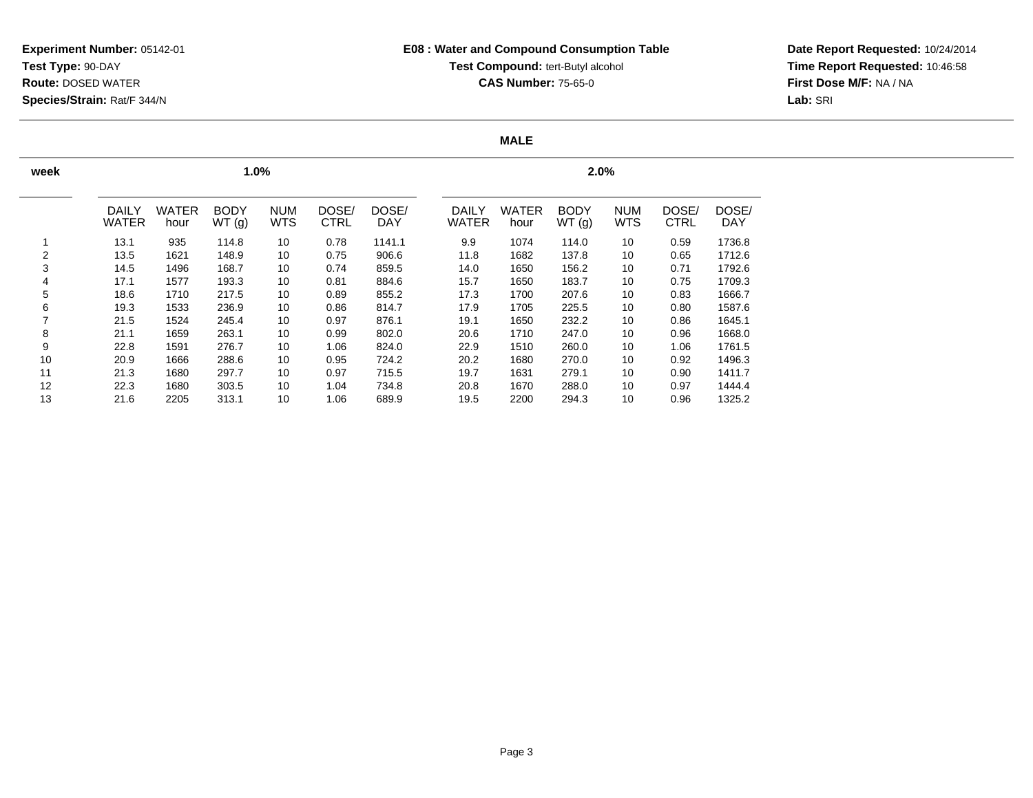**Experiment Number:** 05142-01
**Test Type:** 90-DAY
**Route:** DOSED WATER
**Species/Strain:** Rat/F 344/N

**E08 : Water and Compound Consumption Table**
**Test Compound:** tert-Butyl alcohol
**CAS Number:** 75-65-0

**Date Report Requested:** 10/24/2014
**Time Report Requested:** 10:46:58
**First Dose M/F:** NA / NA
**Lab:** SRI

**MALE**

| week | 1.0% | | | | | | 2.0% | | | | | |
|---|---|---|---|---|---|---|---|---|---|---|---|---|
| | DAILY WATER | WATER hour | BODY WT (g) | NUM WTS | DOSE/ CTRL | DOSE/ DAY | DAILY WATER | WATER hour | BODY WT (g) | NUM WTS | DOSE/ CTRL | DOSE/ DAY |
| 1 | 13.1 | 935 | 114.8 | 10 | 0.78 | 1141.1 | 9.9 | 1074 | 114.0 | 10 | 0.59 | 1736.8 |
| 2 | 13.5 | 1621 | 148.9 | 10 | 0.75 | 906.6 | 11.8 | 1682 | 137.8 | 10 | 0.65 | 1712.6 |
| 3 | 14.5 | 1496 | 168.7 | 10 | 0.74 | 859.5 | 14.0 | 1650 | 156.2 | 10 | 0.71 | 1792.6 |
| 4 | 17.1 | 1577 | 193.3 | 10 | 0.81 | 884.6 | 15.7 | 1650 | 183.7 | 10 | 0.75 | 1709.3 |
| 5 | 18.6 | 1710 | 217.5 | 10 | 0.89 | 855.2 | 17.3 | 1700 | 207.6 | 10 | 0.83 | 1666.7 |
| 6 | 19.3 | 1533 | 236.9 | 10 | 0.86 | 814.7 | 17.9 | 1705 | 225.5 | 10 | 0.80 | 1587.6 |
| 7 | 21.5 | 1524 | 245.4 | 10 | 0.97 | 876.1 | 19.1 | 1650 | 232.2 | 10 | 0.86 | 1645.1 |
| 8 | 21.1 | 1659 | 263.1 | 10 | 0.99 | 802.0 | 20.6 | 1710 | 247.0 | 10 | 0.96 | 1668.0 |
| 9 | 22.8 | 1591 | 276.7 | 10 | 1.06 | 824.0 | 22.9 | 1510 | 260.0 | 10 | 1.06 | 1761.5 |
| 10 | 20.9 | 1666 | 288.6 | 10 | 0.95 | 724.2 | 20.2 | 1680 | 270.0 | 10 | 0.92 | 1496.3 |
| 11 | 21.3 | 1680 | 297.7 | 10 | 0.97 | 715.5 | 19.7 | 1631 | 279.1 | 10 | 0.90 | 1411.7 |
| 12 | 22.3 | 1680 | 303.5 | 10 | 1.04 | 734.8 | 20.8 | 1670 | 288.0 | 10 | 0.97 | 1444.4 |
| 13 | 21.6 | 2205 | 313.1 | 10 | 1.06 | 689.9 | 19.5 | 2200 | 294.3 | 10 | 0.96 | 1325.2 |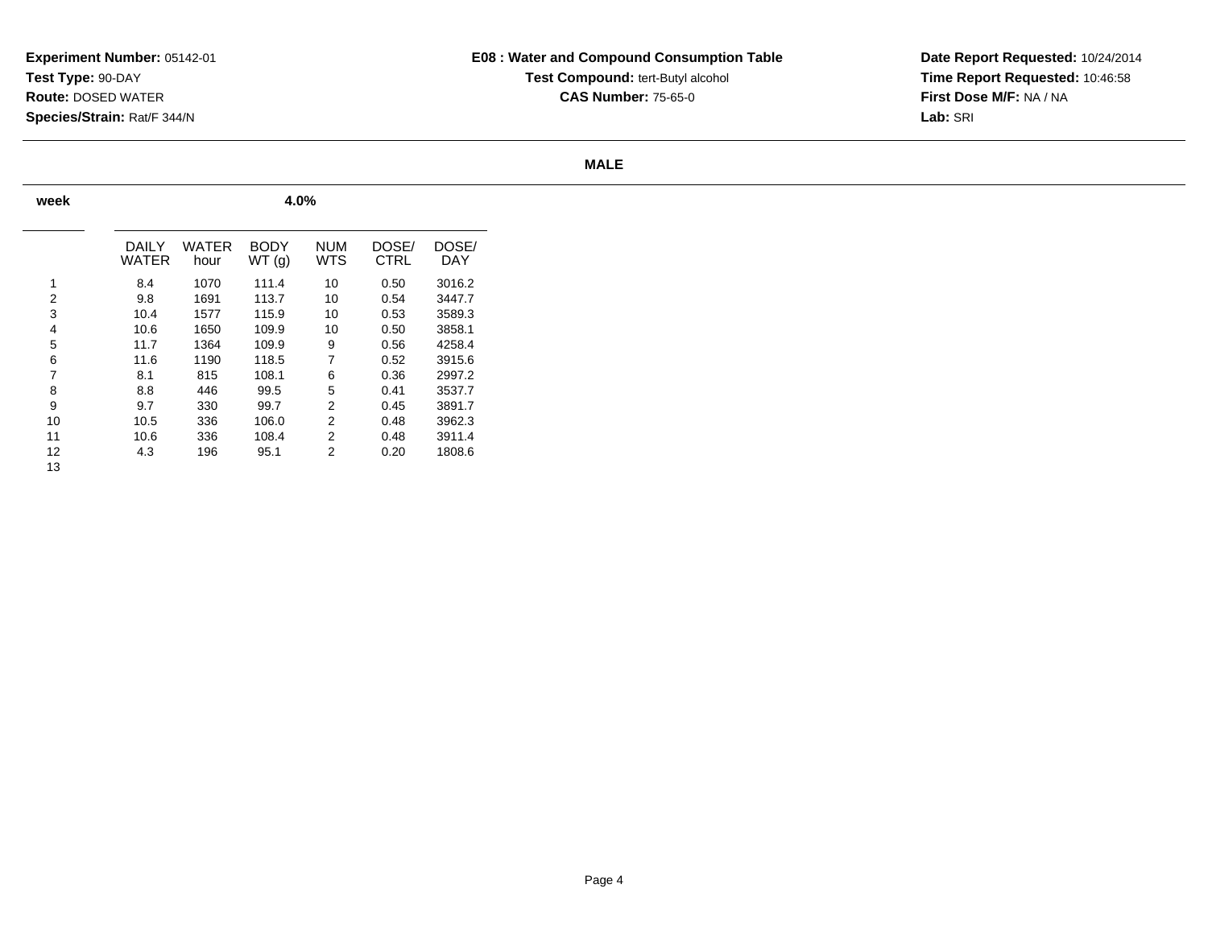**Experiment Number:** 05142-01
**Test Type:** 90-DAY
**Route:** DOSED WATER
**Species/Strain:** Rat/F 344/N

**E08 : Water and Compound Consumption Table**
**Test Compound:** tert-Butyl alcohol
**CAS Number:** 75-65-0

**Date Report Requested:** 10/24/2014
**Time Report Requested:** 10:46:58
**First Dose M/F:** NA / NA
**Lab:** SRI

**MALE**

| week | 4.0% | | | | | |
|---|---|---|---|---|---|---|
| | DAILY WATER | WATER hour | BODY WT (g) | NUM WTS | DOSE/ CTRL | DOSE/ DAY |
| 1 | 8.4 | 1070 | 111.4 | 10 | 0.50 | 3016.2 |
| 2 | 9.8 | 1691 | 113.7 | 10 | 0.54 | 3447.7 |
| 3 | 10.4 | 1577 | 115.9 | 10 | 0.53 | 3589.3 |
| 4 | 10.6 | 1650 | 109.9 | 10 | 0.50 | 3858.1 |
| 5 | 11.7 | 1364 | 109.9 | 9 | 0.56 | 4258.4 |
| 6 | 11.6 | 1190 | 118.5 | 7 | 0.52 | 3915.6 |
| 7 | 8.1 | 815 | 108.1 | 6 | 0.36 | 2997.2 |
| 8 | 8.8 | 446 | 99.5 | 5 | 0.41 | 3537.7 |
| 9 | 9.7 | 330 | 99.7 | 2 | 0.45 | 3891.7 |
| 10 | 10.5 | 336 | 106.0 | 2 | 0.48 | 3962.3 |
| 11 | 10.6 | 336 | 108.4 | 2 | 0.48 | 3911.4 |
| 12 | 4.3 | 196 | 95.1 | 2 | 0.20 | 1808.6 |
| 13 | | | | | | |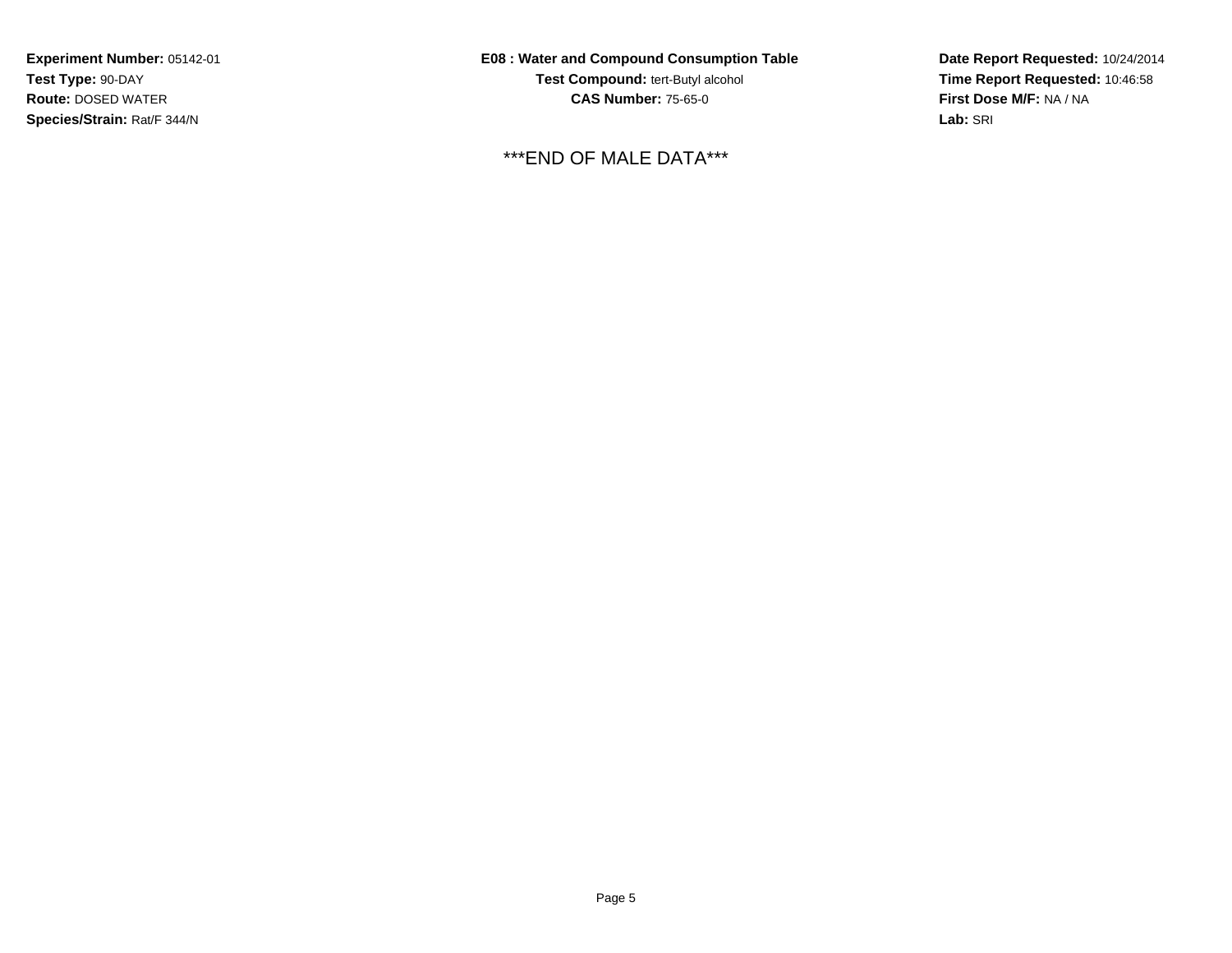**Experiment Number:** 05142-01
**Test Type:** 90-DAY
**Route:** DOSED WATER
**Species/Strain:** Rat/F 344/N

**E08 : Water and Compound Consumption Table**
**Test Compound:** tert-Butyl alcohol
**CAS Number:** 75-65-0

**Date Report Requested:** 10/24/2014
**Time Report Requested:** 10:46:58
**First Dose M/F:** NA / NA
**Lab:** SRI

***END OF MALE DATA***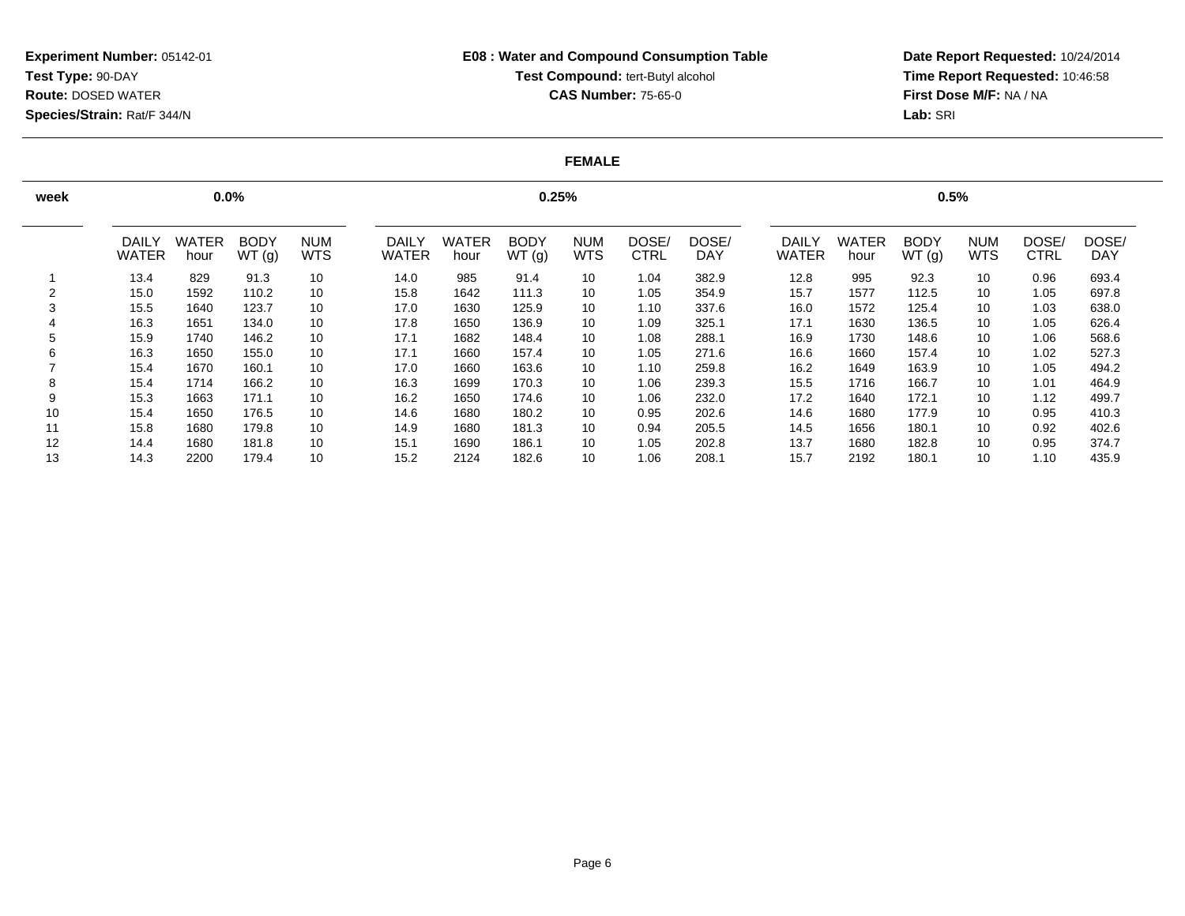**Experiment Number:** 05142-01
**Test Type:** 90-DAY
**Route:** DOSED WATER
**Species/Strain:** Rat/F 344/N

**E08 : Water and Compound Consumption Table**
**Test Compound:** tert-Butyl alcohol
**CAS Number:** 75-65-0

**Date Report Requested:** 10/24/2014
**Time Report Requested:** 10:46:58
**First Dose M/F:** NA / NA
**Lab:** SRI

**FEMALE**

| week | 0.0% | | | | 0.25% | | | | | | 0.5% | | | | | |
|---|---|---|---|---|---|---|---|---|---|---|---|---|---|---|---|---|
| | DAILY WATER | WATER hour | BODY WT (g) | NUM WTS | DAILY WATER | WATER hour | BODY WT (g) | NUM WTS | DOSE/ CTRL | DOSE/ DAY | DAILY WATER | WATER hour | BODY WT (g) | NUM WTS | DOSE/ CTRL | DOSE/ DAY |
| 1 | 13.4 | 829 | 91.3 | 10 | 14.0 | 985 | 91.4 | 10 | 1.04 | 382.9 | 12.8 | 995 | 92.3 | 10 | 0.96 | 693.4 |
| 2 | 15.0 | 1592 | 110.2 | 10 | 15.8 | 1642 | 111.3 | 10 | 1.05 | 354.9 | 15.7 | 1577 | 112.5 | 10 | 1.05 | 697.8 |
| 3 | 15.5 | 1640 | 123.7 | 10 | 17.0 | 1630 | 125.9 | 10 | 1.10 | 337.6 | 16.0 | 1572 | 125.4 | 10 | 1.03 | 638.0 |
| 4 | 16.3 | 1651 | 134.0 | 10 | 17.8 | 1650 | 136.9 | 10 | 1.09 | 325.1 | 17.1 | 1630 | 136.5 | 10 | 1.05 | 626.4 |
| 5 | 15.9 | 1740 | 146.2 | 10 | 17.1 | 1682 | 148.4 | 10 | 1.08 | 288.1 | 16.9 | 1730 | 148.6 | 10 | 1.06 | 568.6 |
| 6 | 16.3 | 1650 | 155.0 | 10 | 17.1 | 1660 | 157.4 | 10 | 1.05 | 271.6 | 16.6 | 1660 | 157.4 | 10 | 1.02 | 527.3 |
| 7 | 15.4 | 1670 | 160.1 | 10 | 17.0 | 1660 | 163.6 | 10 | 1.10 | 259.8 | 16.2 | 1649 | 163.9 | 10 | 1.05 | 494.2 |
| 8 | 15.4 | 1714 | 166.2 | 10 | 16.3 | 1699 | 170.3 | 10 | 1.06 | 239.3 | 15.5 | 1716 | 166.7 | 10 | 1.01 | 464.9 |
| 9 | 15.3 | 1663 | 171.1 | 10 | 16.2 | 1650 | 174.6 | 10 | 1.06 | 232.0 | 17.2 | 1640 | 172.1 | 10 | 1.12 | 499.7 |
| 10 | 15.4 | 1650 | 176.5 | 10 | 14.6 | 1680 | 180.2 | 10 | 0.95 | 202.6 | 14.6 | 1680 | 177.9 | 10 | 0.95 | 410.3 |
| 11 | 15.8 | 1680 | 179.8 | 10 | 14.9 | 1680 | 181.3 | 10 | 0.94 | 205.5 | 14.5 | 1656 | 180.1 | 10 | 0.92 | 402.6 |
| 12 | 14.4 | 1680 | 181.8 | 10 | 15.1 | 1690 | 186.1 | 10 | 1.05 | 202.8 | 13.7 | 1680 | 182.8 | 10 | 0.95 | 374.7 |
| 13 | 14.3 | 2200 | 179.4 | 10 | 15.2 | 2124 | 182.6 | 10 | 1.06 | 208.1 | 15.7 | 2192 | 180.1 | 10 | 1.10 | 435.9 |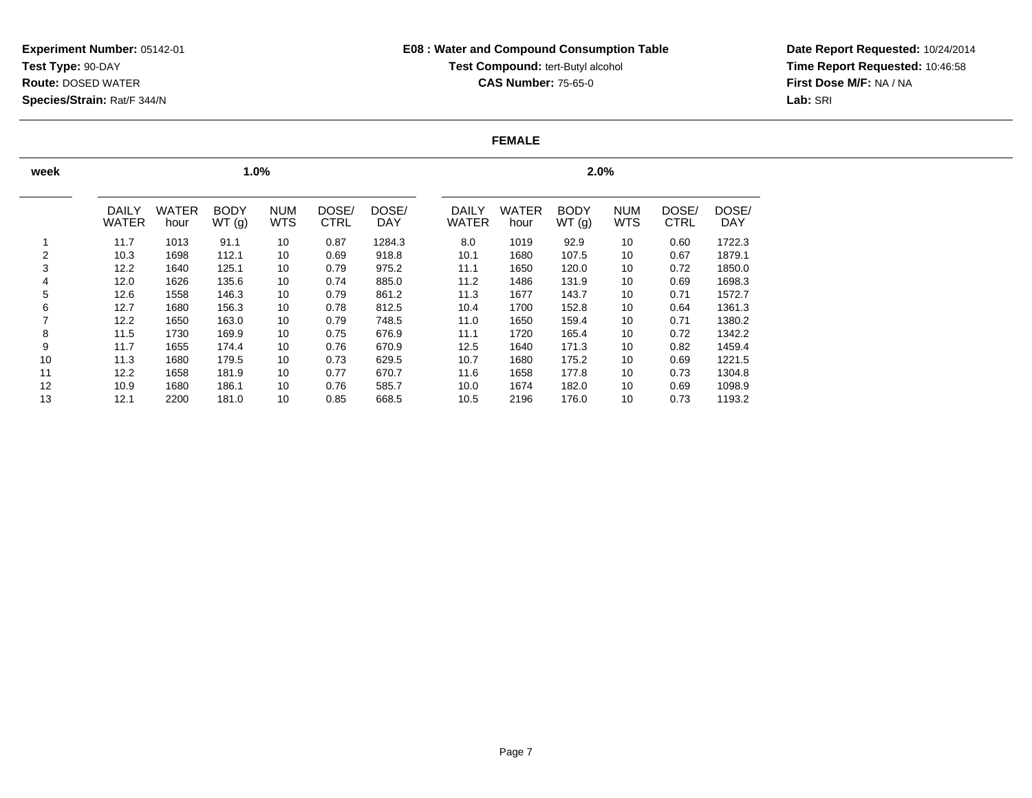**Experiment Number:** 05142-01
**Test Type:** 90-DAY
**Route:** DOSED WATER
**Species/Strain:** Rat/F 344/N

**E08 : Water and Compound Consumption Table**
**Test Compound:** tert-Butyl alcohol
**CAS Number:** 75-65-0

**Date Report Requested:** 10/24/2014
**Time Report Requested:** 10:46:58
**First Dose M/F:** NA / NA
**Lab:** SRI

**FEMALE**

| week | 1.0% | | | | | | 2.0% | | | | | |
|---|---|---|---|---|---|---|---|---|---|---|---|---|
| | DAILY WATER | WATER hour | BODY WT (g) | NUM WTS | DOSE/ CTRL | DOSE/ DAY | DAILY WATER | WATER hour | BODY WT (g) | NUM WTS | DOSE/ CTRL | DOSE/ DAY |
| 1 | 11.7 | 1013 | 91.1 | 10 | 0.87 | 1284.3 | 8.0 | 1019 | 92.9 | 10 | 0.60 | 1722.3 |
| 2 | 10.3 | 1698 | 112.1 | 10 | 0.69 | 918.8 | 10.1 | 1680 | 107.5 | 10 | 0.67 | 1879.1 |
| 3 | 12.2 | 1640 | 125.1 | 10 | 0.79 | 975.2 | 11.1 | 1650 | 120.0 | 10 | 0.72 | 1850.0 |
| 4 | 12.0 | 1626 | 135.6 | 10 | 0.74 | 885.0 | 11.2 | 1486 | 131.9 | 10 | 0.69 | 1698.3 |
| 5 | 12.6 | 1558 | 146.3 | 10 | 0.79 | 861.2 | 11.3 | 1677 | 143.7 | 10 | 0.71 | 1572.7 |
| 6 | 12.7 | 1680 | 156.3 | 10 | 0.78 | 812.5 | 10.4 | 1700 | 152.8 | 10 | 0.64 | 1361.3 |
| 7 | 12.2 | 1650 | 163.0 | 10 | 0.79 | 748.5 | 11.0 | 1650 | 159.4 | 10 | 0.71 | 1380.2 |
| 8 | 11.5 | 1730 | 169.9 | 10 | 0.75 | 676.9 | 11.1 | 1720 | 165.4 | 10 | 0.72 | 1342.2 |
| 9 | 11.7 | 1655 | 174.4 | 10 | 0.76 | 670.9 | 12.5 | 1640 | 171.3 | 10 | 0.82 | 1459.4 |
| 10 | 11.3 | 1680 | 179.5 | 10 | 0.73 | 629.5 | 10.7 | 1680 | 175.2 | 10 | 0.69 | 1221.5 |
| 11 | 12.2 | 1658 | 181.9 | 10 | 0.77 | 670.7 | 11.6 | 1658 | 177.8 | 10 | 0.73 | 1304.8 |
| 12 | 10.9 | 1680 | 186.1 | 10 | 0.76 | 585.7 | 10.0 | 1674 | 182.0 | 10 | 0.69 | 1098.9 |
| 13 | 12.1 | 2200 | 181.0 | 10 | 0.85 | 668.5 | 10.5 | 2196 | 176.0 | 10 | 0.73 | 1193.2 |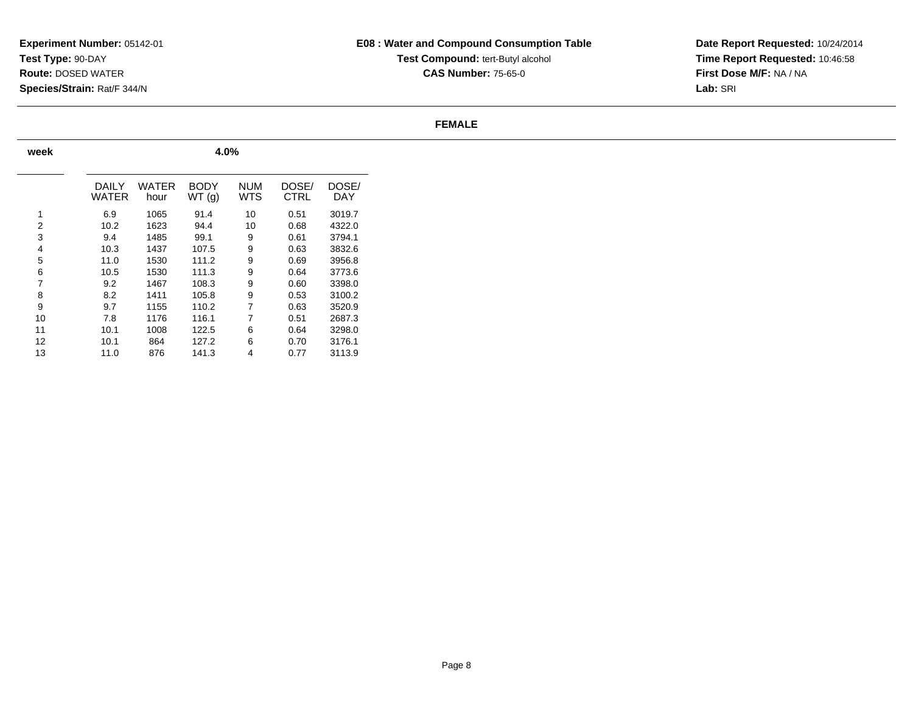**Experiment Number:** 05142-01
**Test Type:** 90-DAY
**Route:** DOSED WATER
**Species/Strain:** Rat/F 344/N

**E08 : Water and Compound Consumption Table**
**Test Compound:** tert-Butyl alcohol
**CAS Number:** 75-65-0

**Date Report Requested:** 10/24/2014
**Time Report Requested:** 10:46:58
**First Dose M/F:** NA / NA
**Lab:** SRI

**FEMALE**

| week | 4.0% | | | | | |
|---|---|---|---|---|---|---|
| | DAILY WATER | WATER hour | BODY WT (g) | NUM WTS | DOSE/ CTRL | DOSE/ DAY |
| 1 | 6.9 | 1065 | 91.4 | 10 | 0.51 | 3019.7 |
| 2 | 10.2 | 1623 | 94.4 | 10 | 0.68 | 4322.0 |
| 3 | 9.4 | 1485 | 99.1 | 9 | 0.61 | 3794.1 |
| 4 | 10.3 | 1437 | 107.5 | 9 | 0.63 | 3832.6 |
| 5 | 11.0 | 1530 | 111.2 | 9 | 0.69 | 3956.8 |
| 6 | 10.5 | 1530 | 111.3 | 9 | 0.64 | 3773.6 |
| 7 | 9.2 | 1467 | 108.3 | 9 | 0.60 | 3398.0 |
| 8 | 8.2 | 1411 | 105.8 | 9 | 0.53 | 3100.2 |
| 9 | 9.7 | 1155 | 110.2 | 7 | 0.63 | 3520.9 |
| 10 | 7.8 | 1176 | 116.1 | 7 | 0.51 | 2687.3 |
| 11 | 10.1 | 1008 | 122.5 | 6 | 0.64 | 3298.0 |
| 12 | 10.1 | 864 | 127.2 | 6 | 0.70 | 3176.1 |
| 13 | 11.0 | 876 | 141.3 | 4 | 0.77 | 3113.9 |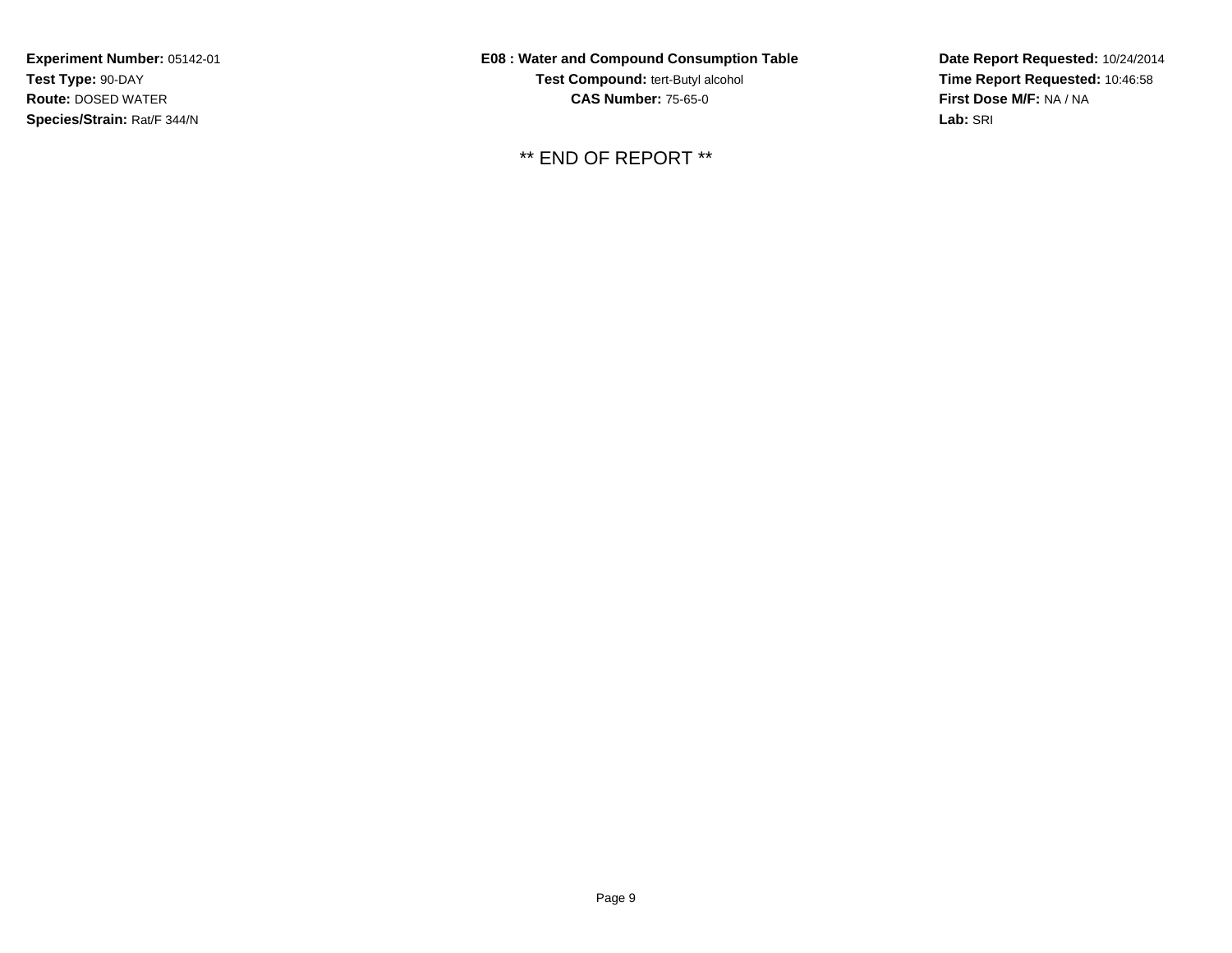**Experiment Number:** 05142-01
**Test Type:** 90-DAY
**Route:** DOSED WATER
**Species/Strain:** Rat/F 344/N

**E08 : Water and Compound Consumption Table**
**Test Compound:** tert-Butyl alcohol
**CAS Number:** 75-65-0

**Date Report Requested:** 10/24/2014
**Time Report Requested:** 10:46:58
**First Dose M/F:** NA / NA
**Lab:** SRI

** END OF REPORT **